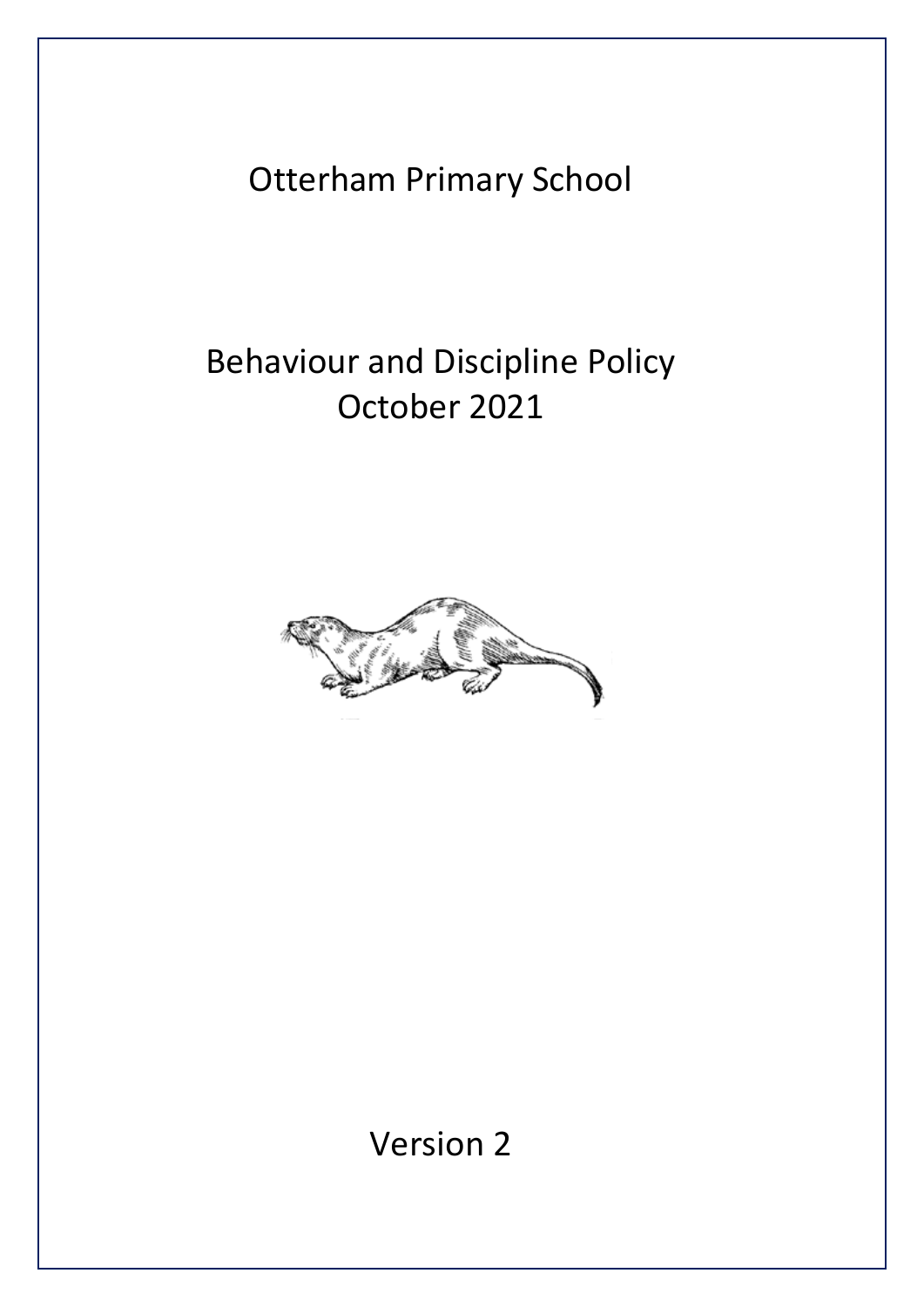# Otterham Primary School

## Behaviour and Discipline Policy
## October 2021

Version 2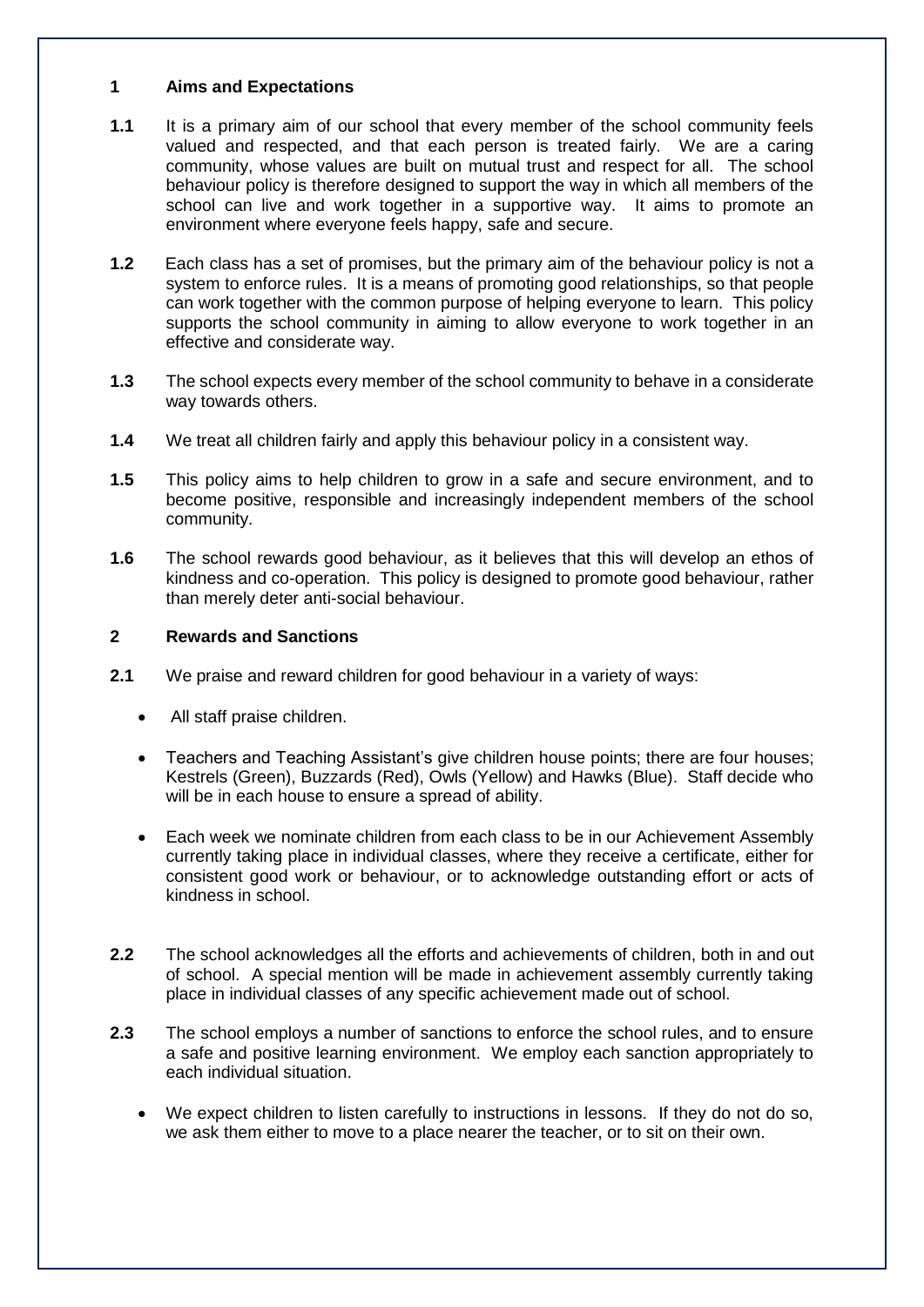## 1 Aims and Expectations

**1.1** It is a primary aim of our school that every member of the school community feels valued and respected, and that each person is treated fairly. We are a caring community, whose values are built on mutual trust and respect for all. The school behaviour policy is therefore designed to support the way in which all members of the school can live and work together in a supportive way. It aims to promote an environment where everyone feels happy, safe and secure.

**1.2** Each class has a set of promises, but the primary aim of the behaviour policy is not a system to enforce rules. It is a means of promoting good relationships, so that people can work together with the common purpose of helping everyone to learn. This policy supports the school community in aiming to allow everyone to work together in an effective and considerate way.

**1.3** The school expects every member of the school community to behave in a considerate way towards others.

**1.4** We treat all children fairly and apply this behaviour policy in a consistent way.

**1.5** This policy aims to help children to grow in a safe and secure environment, and to become positive, responsible and increasingly independent members of the school community.

**1.6** The school rewards good behaviour, as it believes that this will develop an ethos of kindness and co-operation. This policy is designed to promote good behaviour, rather than merely deter anti-social behaviour.

## 2 Rewards and Sanctions

**2.1** We praise and reward children for good behaviour in a variety of ways:

- All staff praise children.
- Teachers and Teaching Assistant's give children house points; there are four houses; Kestrels (Green), Buzzards (Red), Owls (Yellow) and Hawks (Blue). Staff decide who will be in each house to ensure a spread of ability.
- Each week we nominate children from each class to be in our Achievement Assembly currently taking place in individual classes, where they receive a certificate, either for consistent good work or behaviour, or to acknowledge outstanding effort or acts of kindness in school.

**2.2** The school acknowledges all the efforts and achievements of children, both in and out of school. A special mention will be made in achievement assembly currently taking place in individual classes of any specific achievement made out of school.

**2.3** The school employs a number of sanctions to enforce the school rules, and to ensure a safe and positive learning environment. We employ each sanction appropriately to each individual situation.

- We expect children to listen carefully to instructions in lessons. If they do not do so, we ask them either to move to a place nearer the teacher, or to sit on their own.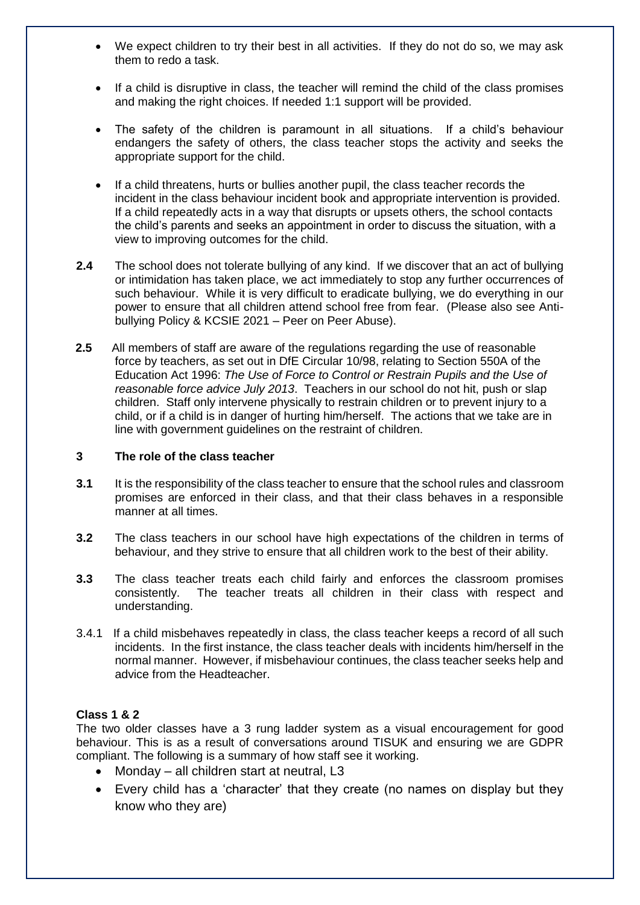- We expect children to try their best in all activities. If they do not do so, we may ask them to redo a task.
- If a child is disruptive in class, the teacher will remind the child of the class promises and making the right choices. If needed 1:1 support will be provided.
- The safety of the children is paramount in all situations. If a child's behaviour endangers the safety of others, the class teacher stops the activity and seeks the appropriate support for the child.
- If a child threatens, hurts or bullies another pupil, the class teacher records the incident in the class behaviour incident book and appropriate intervention is provided. If a child repeatedly acts in a way that disrupts or upsets others, the school contacts the child's parents and seeks an appointment in order to discuss the situation, with a view to improving outcomes for the child.

**2.4** The school does not tolerate bullying of any kind. If we discover that an act of bullying or intimidation has taken place, we act immediately to stop any further occurrences of such behaviour. While it is very difficult to eradicate bullying, we do everything in our power to ensure that all children attend school free from fear. (Please also see Anti-bullying Policy & KCSIE 2021 – Peer on Peer Abuse).

**2.5** All members of staff are aware of the regulations regarding the use of reasonable force by teachers, as set out in DfE Circular 10/98, relating to Section 550A of the Education Act 1996: *The Use of Force to Control or Restrain Pupils and the Use of reasonable force advice July 2013*. Teachers in our school do not hit, push or slap children. Staff only intervene physically to restrain children or to prevent injury to a child, or if a child is in danger of hurting him/herself. The actions that we take are in line with government guidelines on the restraint of children.

## 3 The role of the class teacher

**3.1** It is the responsibility of the class teacher to ensure that the school rules and classroom promises are enforced in their class, and that their class behaves in a responsible manner at all times.

**3.2** The class teachers in our school have high expectations of the children in terms of behaviour, and they strive to ensure that all children work to the best of their ability.

**3.3** The class teacher treats each child fairly and enforces the classroom promises consistently. The teacher treats all children in their class with respect and understanding.

3.4.1 If a child misbehaves repeatedly in class, the class teacher keeps a record of all such incidents. In the first instance, the class teacher deals with incidents him/herself in the normal manner. However, if misbehaviour continues, the class teacher seeks help and advice from the Headteacher.

**Class 1 & 2**

The two older classes have a 3 rung ladder system as a visual encouragement for good behaviour. This is as a result of conversations around TISUK and ensuring we are GDPR compliant. The following is a summary of how staff see it working.

- Monday – all children start at neutral, L3
- Every child has a 'character' that they create (no names on display but they know who they are)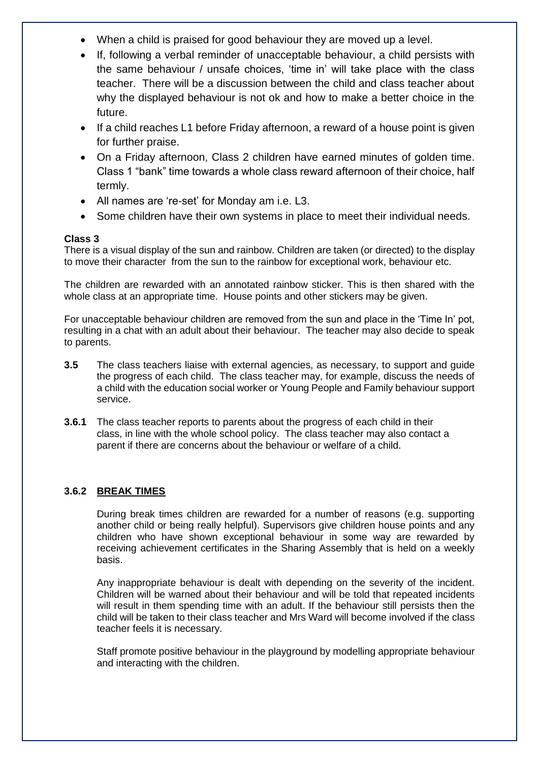- When a child is praised for good behaviour they are moved up a level.
- If, following a verbal reminder of unacceptable behaviour, a child persists with the same behaviour / unsafe choices, 'time in' will take place with the class teacher. There will be a discussion between the child and class teacher about why the displayed behaviour is not ok and how to make a better choice in the future.
- If a child reaches L1 before Friday afternoon, a reward of a house point is given for further praise.
- On a Friday afternoon, Class 2 children have earned minutes of golden time. Class 1 "bank" time towards a whole class reward afternoon of their choice, half termly.
- All names are 're-set' for Monday am i.e. L3.
- Some children have their own systems in place to meet their individual needs.

**Class 3**

There is a visual display of the sun and rainbow. Children are taken (or directed) to the display to move their character from the sun to the rainbow for exceptional work, behaviour etc.

The children are rewarded with an annotated rainbow sticker. This is then shared with the whole class at an appropriate time. House points and other stickers may be given.

For unacceptable behaviour children are removed from the sun and place in the 'Time In' pot, resulting in a chat with an adult about their behaviour. The teacher may also decide to speak to parents.

**3.5** The class teachers liaise with external agencies, as necessary, to support and guide the progress of each child. The class teacher may, for example, discuss the needs of a child with the education social worker or Young People and Family behaviour support service.

**3.6.1** The class teacher reports to parents about the progress of each child in their class, in line with the whole school policy. The class teacher may also contact a parent if there are concerns about the behaviour or welfare of a child.

### 3.6.2 BREAK TIMES

During break times children are rewarded for a number of reasons (e.g. supporting another child or being really helpful). Supervisors give children house points and any children who have shown exceptional behaviour in some way are rewarded by receiving achievement certificates in the Sharing Assembly that is held on a weekly basis.

Any inappropriate behaviour is dealt with depending on the severity of the incident. Children will be warned about their behaviour and will be told that repeated incidents will result in them spending time with an adult. If the behaviour still persists then the child will be taken to their class teacher and Mrs Ward will become involved if the class teacher feels it is necessary.

Staff promote positive behaviour in the playground by modelling appropriate behaviour and interacting with the children.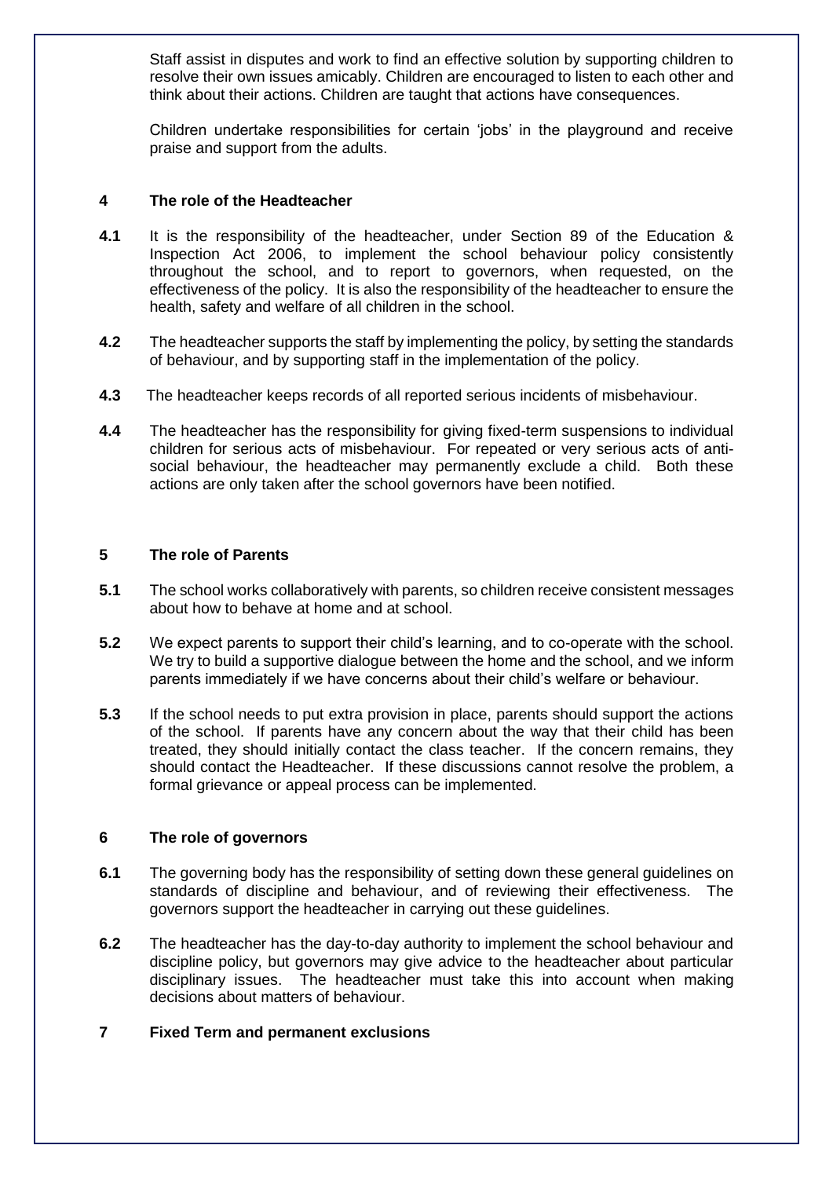Staff assist in disputes and work to find an effective solution by supporting children to resolve their own issues amicably. Children are encouraged to listen to each other and think about their actions. Children are taught that actions have consequences.

Children undertake responsibilities for certain 'jobs' in the playground and receive praise and support from the adults.

## 4 The role of the Headteacher

**4.1** It is the responsibility of the headteacher, under Section 89 of the Education & Inspection Act 2006, to implement the school behaviour policy consistently throughout the school, and to report to governors, when requested, on the effectiveness of the policy. It is also the responsibility of the headteacher to ensure the health, safety and welfare of all children in the school.

**4.2** The headteacher supports the staff by implementing the policy, by setting the standards of behaviour, and by supporting staff in the implementation of the policy.

**4.3** The headteacher keeps records of all reported serious incidents of misbehaviour.

**4.4** The headteacher has the responsibility for giving fixed-term suspensions to individual children for serious acts of misbehaviour. For repeated or very serious acts of anti-social behaviour, the headteacher may permanently exclude a child. Both these actions are only taken after the school governors have been notified.

## 5 The role of Parents

**5.1** The school works collaboratively with parents, so children receive consistent messages about how to behave at home and at school.

**5.2** We expect parents to support their child's learning, and to co-operate with the school. We try to build a supportive dialogue between the home and the school, and we inform parents immediately if we have concerns about their child's welfare or behaviour.

**5.3** If the school needs to put extra provision in place, parents should support the actions of the school. If parents have any concern about the way that their child has been treated, they should initially contact the class teacher. If the concern remains, they should contact the Headteacher. If these discussions cannot resolve the problem, a formal grievance or appeal process can be implemented.

## 6 The role of governors

**6.1** The governing body has the responsibility of setting down these general guidelines on standards of discipline and behaviour, and of reviewing their effectiveness. The governors support the headteacher in carrying out these guidelines.

**6.2** The headteacher has the day-to-day authority to implement the school behaviour and discipline policy, but governors may give advice to the headteacher about particular disciplinary issues. The headteacher must take this into account when making decisions about matters of behaviour.

## 7 Fixed Term and permanent exclusions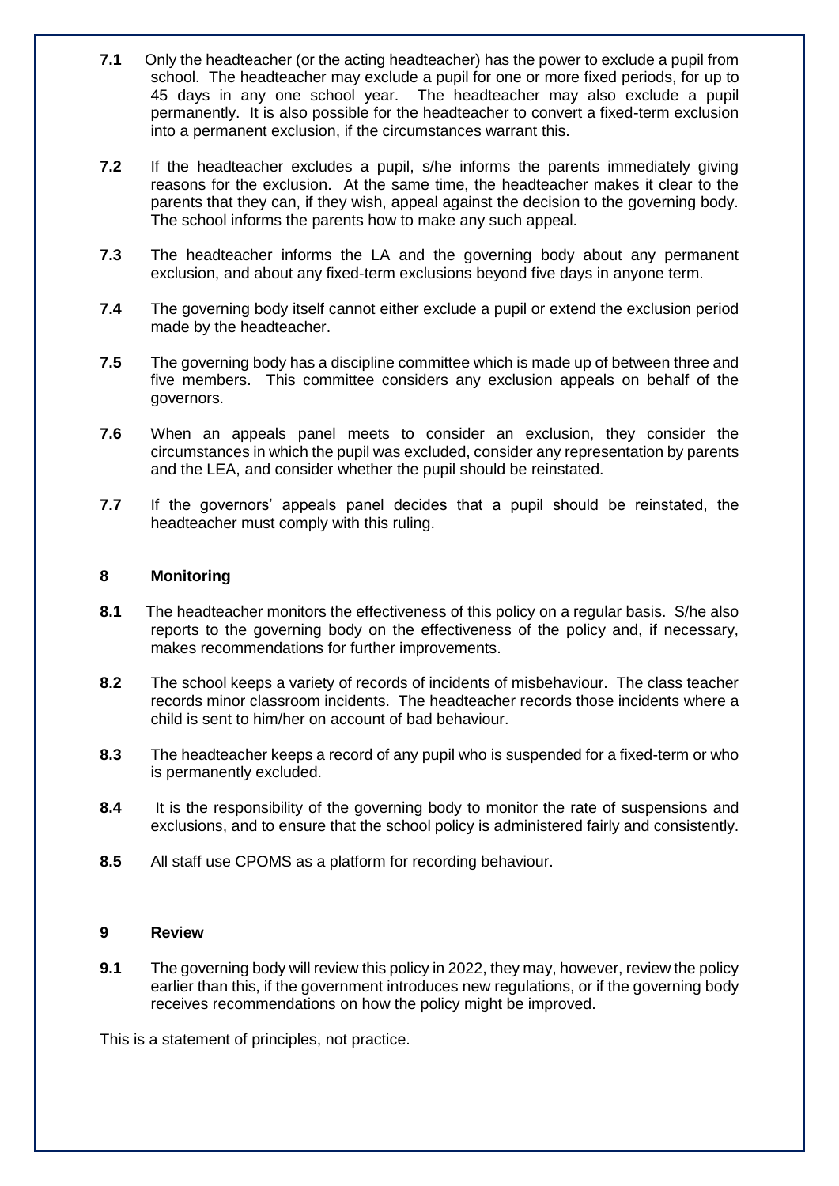**7.1** Only the headteacher (or the acting headteacher) has the power to exclude a pupil from school. The headteacher may exclude a pupil for one or more fixed periods, for up to 45 days in any one school year. The headteacher may also exclude a pupil permanently. It is also possible for the headteacher to convert a fixed-term exclusion into a permanent exclusion, if the circumstances warrant this.

**7.2** If the headteacher excludes a pupil, s/he informs the parents immediately giving reasons for the exclusion. At the same time, the headteacher makes it clear to the parents that they can, if they wish, appeal against the decision to the governing body. The school informs the parents how to make any such appeal.

**7.3** The headteacher informs the LA and the governing body about any permanent exclusion, and about any fixed-term exclusions beyond five days in anyone term.

**7.4** The governing body itself cannot either exclude a pupil or extend the exclusion period made by the headteacher.

**7.5** The governing body has a discipline committee which is made up of between three and five members. This committee considers any exclusion appeals on behalf of the governors.

**7.6** When an appeals panel meets to consider an exclusion, they consider the circumstances in which the pupil was excluded, consider any representation by parents and the LEA, and consider whether the pupil should be reinstated.

**7.7** If the governors' appeals panel decides that a pupil should be reinstated, the headteacher must comply with this ruling.

## 8 Monitoring

**8.1** The headteacher monitors the effectiveness of this policy on a regular basis. S/he also reports to the governing body on the effectiveness of the policy and, if necessary, makes recommendations for further improvements.

**8.2** The school keeps a variety of records of incidents of misbehaviour. The class teacher records minor classroom incidents. The headteacher records those incidents where a child is sent to him/her on account of bad behaviour.

**8.3** The headteacher keeps a record of any pupil who is suspended for a fixed-term or who is permanently excluded.

**8.4** It is the responsibility of the governing body to monitor the rate of suspensions and exclusions, and to ensure that the school policy is administered fairly and consistently.

**8.5** All staff use CPOMS as a platform for recording behaviour.

## 9 Review

**9.1** The governing body will review this policy in 2022, they may, however, review the policy earlier than this, if the government introduces new regulations, or if the governing body receives recommendations on how the policy might be improved.

This is a statement of principles, not practice.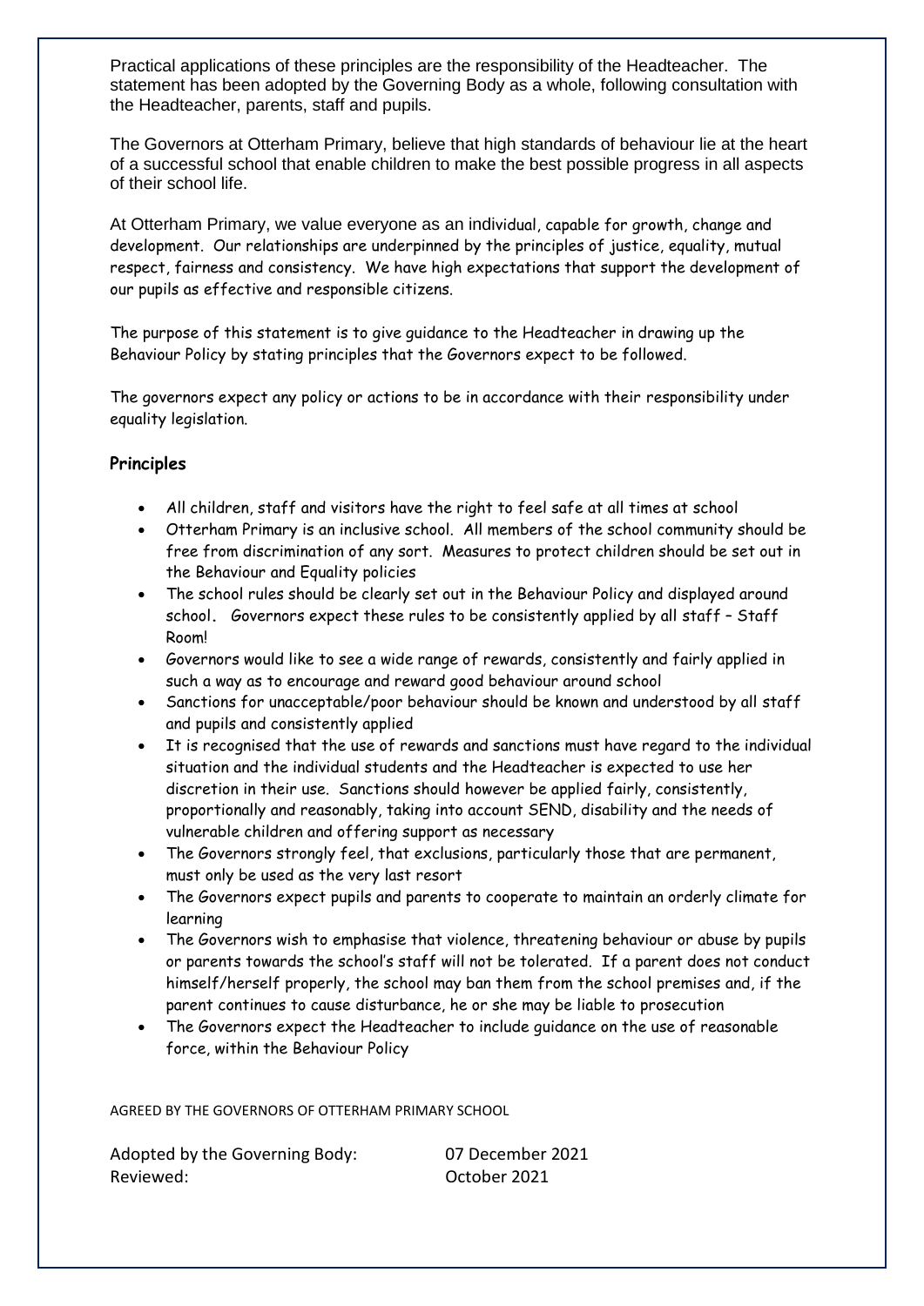Practical applications of these principles are the responsibility of the Headteacher. The statement has been adopted by the Governing Body as a whole, following consultation with the Headteacher, parents, staff and pupils.

The Governors at Otterham Primary, believe that high standards of behaviour lie at the heart of a successful school that enable children to make the best possible progress in all aspects of their school life.

At Otterham Primary, we value everyone as an individual, capable for growth, change and development. Our relationships are underpinned by the principles of justice, equality, mutual respect, fairness and consistency. We have high expectations that support the development of our pupils as effective and responsible citizens.

The purpose of this statement is to give guidance to the Headteacher in drawing up the Behaviour Policy by stating principles that the Governors expect to be followed.

The governors expect any policy or actions to be in accordance with their responsibility under equality legislation.

## Principles

- All children, staff and visitors have the right to feel safe at all times at school
- Otterham Primary is an inclusive school. All members of the school community should be free from discrimination of any sort. Measures to protect children should be set out in the Behaviour and Equality policies
- The school rules should be clearly set out in the Behaviour Policy and displayed around school. Governors expect these rules to be consistently applied by all staff – Staff Room!
- Governors would like to see a wide range of rewards, consistently and fairly applied in such a way as to encourage and reward good behaviour around school
- Sanctions for unacceptable/poor behaviour should be known and understood by all staff and pupils and consistently applied
- It is recognised that the use of rewards and sanctions must have regard to the individual situation and the individual students and the Headteacher is expected to use her discretion in their use. Sanctions should however be applied fairly, consistently, proportionally and reasonably, taking into account SEND, disability and the needs of vulnerable children and offering support as necessary
- The Governors strongly feel, that exclusions, particularly those that are permanent, must only be used as the very last resort
- The Governors expect pupils and parents to cooperate to maintain an orderly climate for learning
- The Governors wish to emphasise that violence, threatening behaviour or abuse by pupils or parents towards the school's staff will not be tolerated. If a parent does not conduct himself/herself properly, the school may ban them from the school premises and, if the parent continues to cause disturbance, he or she may be liable to prosecution
- The Governors expect the Headteacher to include guidance on the use of reasonable force, within the Behaviour Policy

AGREED BY THE GOVERNORS OF OTTERHAM PRIMARY SCHOOL

| | |
|---|---|
| Adopted by the Governing Body: | 07 December 2021 |
| Reviewed: | October 2021 |